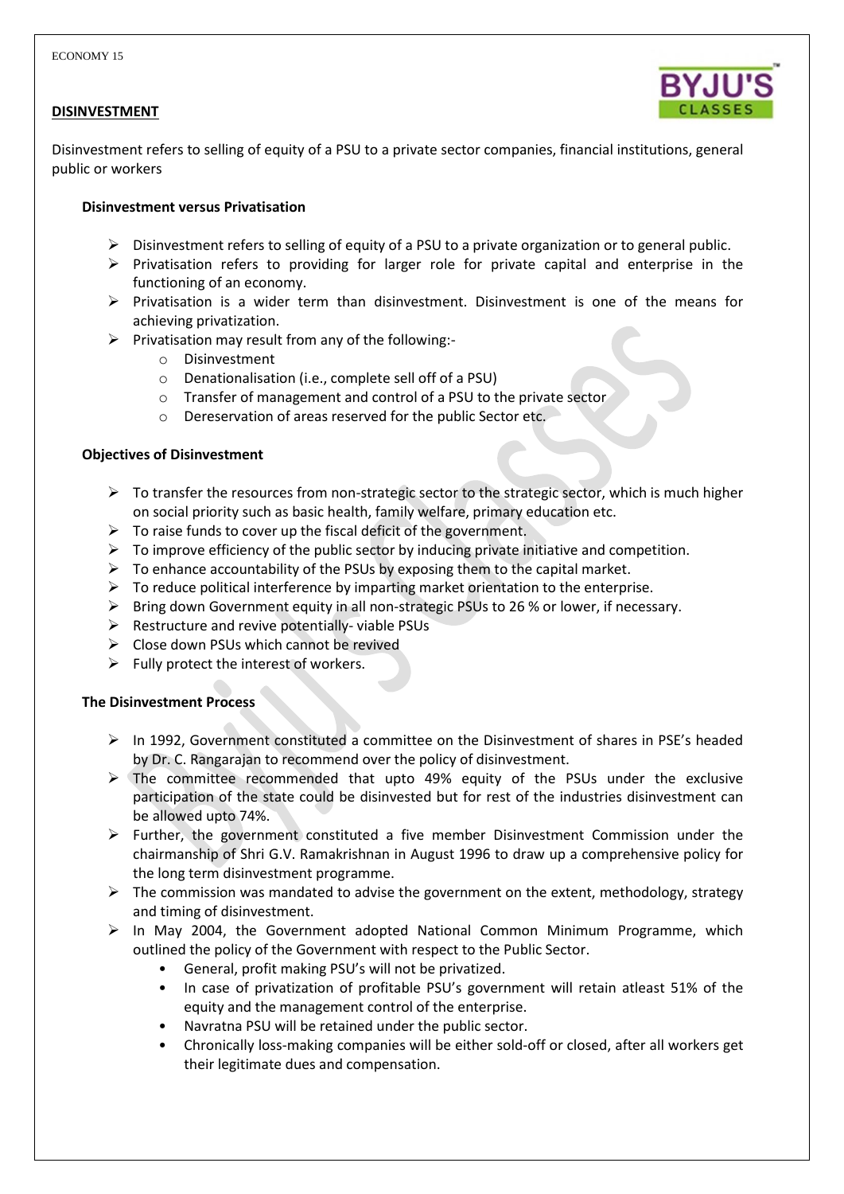## DISINVESTMENT

Disinvestment refers to selling of equity of a PSU to a private sector companies, financial institutions, general public or workers

### Disinvestment versus Privatisation

- Disinvestment refers to selling of equity of a PSU to a private organization or to general public.
- Privatisation refers to providing for larger role for private capital and enterprise in the functioning of an economy.
- Privatisation is a wider term than disinvestment. Disinvestment is one of the means for achieving privatization.
- Privatisation may result from any of the following:-
  - Disinvestment
  - Denationalisation (i.e., complete sell off of a PSU)
  - Transfer of management and control of a PSU to the private sector
  - Dereservation of areas reserved for the public Sector etc.

### Objectives of Disinvestment

- To transfer the resources from non-strategic sector to the strategic sector, which is much higher on social priority such as basic health, family welfare, primary education etc.
- To raise funds to cover up the fiscal deficit of the government.
- To improve efficiency of the public sector by inducing private initiative and competition.
- To enhance accountability of the PSUs by exposing them to the capital market.
- To reduce political interference by imparting market orientation to the enterprise.
- Bring down Government equity in all non-strategic PSUs to 26 % or lower, if necessary.
- Restructure and revive potentially- viable PSUs
- Close down PSUs which cannot be revived
- Fully protect the interest of workers.

### The Disinvestment Process

- In 1992, Government constituted a committee on the Disinvestment of shares in PSE's headed by Dr. C. Rangarajan to recommend over the policy of disinvestment.
- The committee recommended that upto 49% equity of the PSUs under the exclusive participation of the state could be disinvested but for rest of the industries disinvestment can be allowed upto 74%.
- Further, the government constituted a five member Disinvestment Commission under the chairmanship of Shri G.V. Ramakrishnan in August 1996 to draw up a comprehensive policy for the long term disinvestment programme.
- The commission was mandated to advise the government on the extent, methodology, strategy and timing of disinvestment.
- In May 2004, the Government adopted National Common Minimum Programme, which outlined the policy of the Government with respect to the Public Sector.
  - General, profit making PSU's will not be privatized.
  - In case of privatization of profitable PSU's government will retain atleast 51% of the equity and the management control of the enterprise.
  - Navratna PSU will be retained under the public sector.
  - Chronically loss-making companies will be either sold-off or closed, after all workers get their legitimate dues and compensation.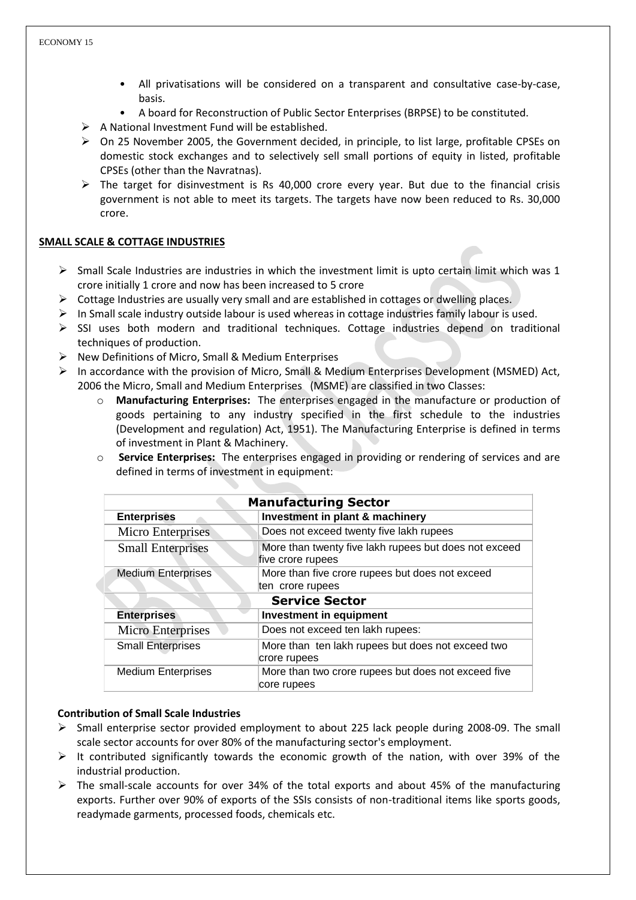- All privatisations will be considered on a transparent and consultative case-by-case, basis.
- A board for Reconstruction of Public Sector Enterprises (BRPSE) to be constituted.

➢ A National Investment Fund will be established.

➢ On 25 November 2005, the Government decided, in principle, to list large, profitable CPSEs on domestic stock exchanges and to selectively sell small portions of equity in listed, profitable CPSEs (other than the Navratnas).

➢ The target for disinvestment is Rs 40,000 crore every year. But due to the financial crisis government is not able to meet its targets. The targets have now been reduced to Rs. 30,000 crore.

## SMALL SCALE & COTTAGE INDUSTRIES

➢ Small Scale Industries are industries in which the investment limit is upto certain limit which was 1 crore initially 1 crore and now has been increased to 5 crore

➢ Cottage Industries are usually very small and are established in cottages or dwelling places.

➢ In Small scale industry outside labour is used whereas in cottage industries family labour is used.

➢ SSI uses both modern and traditional techniques. Cottage industries depend on traditional techniques of production.

➢ New Definitions of Micro, Small & Medium Enterprises

➢ In accordance with the provision of Micro, Small & Medium Enterprises Development (MSMED) Act, 2006 the Micro, Small and Medium Enterprises (MSME) are classified in two Classes:

- **Manufacturing Enterprises:** The enterprises engaged in the manufacture or production of goods pertaining to any industry specified in the first schedule to the industries (Development and regulation) Act, 1951). The Manufacturing Enterprise is defined in terms of investment in Plant & Machinery.
- **Service Enterprises:** The enterprises engaged in providing or rendering of services and are defined in terms of investment in equipment:

| **Manufacturing Sector** | |
|---|---|
| **Enterprises** | **Investment in plant & machinery** |
| Micro Enterprises | Does not exceed twenty five lakh rupees |
| Small Enterprises | More than twenty five lakh rupees but does not exceed five crore rupees |
| Medium Enterprises | More than five crore rupees but does not exceed ten crore rupees |
| **Service Sector** | |
| **Enterprises** | **Investment in equipment** |
| Micro Enterprises | Does not exceed ten lakh rupees: |
| Small Enterprises | More than ten lakh rupees but does not exceed two crore rupees |
| Medium Enterprises | More than two crore rupees but does not exceed five core rupees |

### Contribution of Small Scale Industries

➢ Small enterprise sector provided employment to about 225 lack people during 2008-09. The small scale sector accounts for over 80% of the manufacturing sector's employment.

➢ It contributed significantly towards the economic growth of the nation, with over 39% of the industrial production.

➢ The small-scale accounts for over 34% of the total exports and about 45% of the manufacturing exports. Further over 90% of exports of the SSIs consists of non-traditional items like sports goods, readymade garments, processed foods, chemicals etc.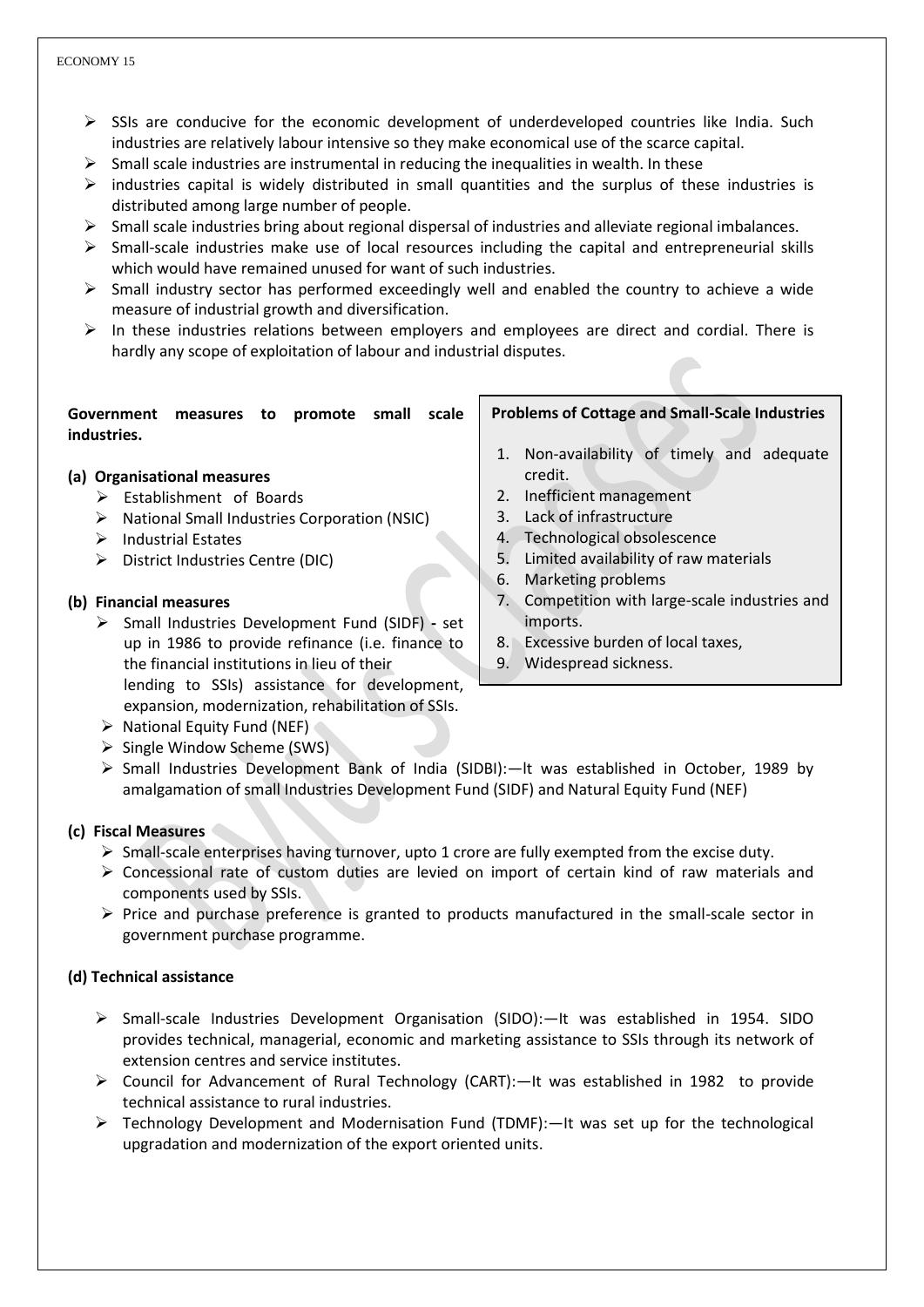- SSIs are conducive for the economic development of underdeveloped countries like India. Such industries are relatively labour intensive so they make economical use of the scarce capital.
- Small scale industries are instrumental in reducing the inequalities in wealth. In these
- industries capital is widely distributed in small quantities and the surplus of these industries is distributed among large number of people.
- Small scale industries bring about regional dispersal of industries and alleviate regional imbalances.
- Small-scale industries make use of local resources including the capital and entrepreneurial skills which would have remained unused for want of such industries.
- Small industry sector has performed exceedingly well and enabled the country to achieve a wide measure of industrial growth and diversification.
- In these industries relations between employers and employees are direct and cordial. There is hardly any scope of exploitation of labour and industrial disputes.

**Government measures to promote small scale industries.**

**(a) Organisational measures**

- Establishment of Boards
- National Small Industries Corporation (NSIC)
- Industrial Estates
- District Industries Centre (DIC)

**(b) Financial measures**

- Small Industries Development Fund (SIDF) - set up in 1986 to provide refinance (i.e. finance to the financial institutions in lieu of their lending to SSIs) assistance for development, expansion, modernization, rehabilitation of SSIs.
- National Equity Fund (NEF)
- Single Window Scheme (SWS)
- Small Industries Development Bank of India (SIDBI):—It was established in October, 1989 by amalgamation of small Industries Development Fund (SIDF) and Natural Equity Fund (NEF)

**Problems of Cottage and Small-Scale Industries**

1. Non-availability of timely and adequate credit.
2. Inefficient management
3. Lack of infrastructure
4. Technological obsolescence
5. Limited availability of raw materials
6. Marketing problems
7. Competition with large-scale industries and imports.
8. Excessive burden of local taxes,
9. Widespread sickness.

**(c) Fiscal Measures**

- Small-scale enterprises having turnover, upto 1 crore are fully exempted from the excise duty.
- Concessional rate of custom duties are levied on import of certain kind of raw materials and components used by SSIs.
- Price and purchase preference is granted to products manufactured in the small-scale sector in government purchase programme.

**(d) Technical assistance**

- Small-scale Industries Development Organisation (SIDO):—It was established in 1954. SIDO provides technical, managerial, economic and marketing assistance to SSIs through its network of extension centres and service institutes.
- Council for Advancement of Rural Technology (CART):—It was established in 1982 to provide technical assistance to rural industries.
- Technology Development and Modernisation Fund (TDMF):—It was set up for the technological upgradation and modernization of the export oriented units.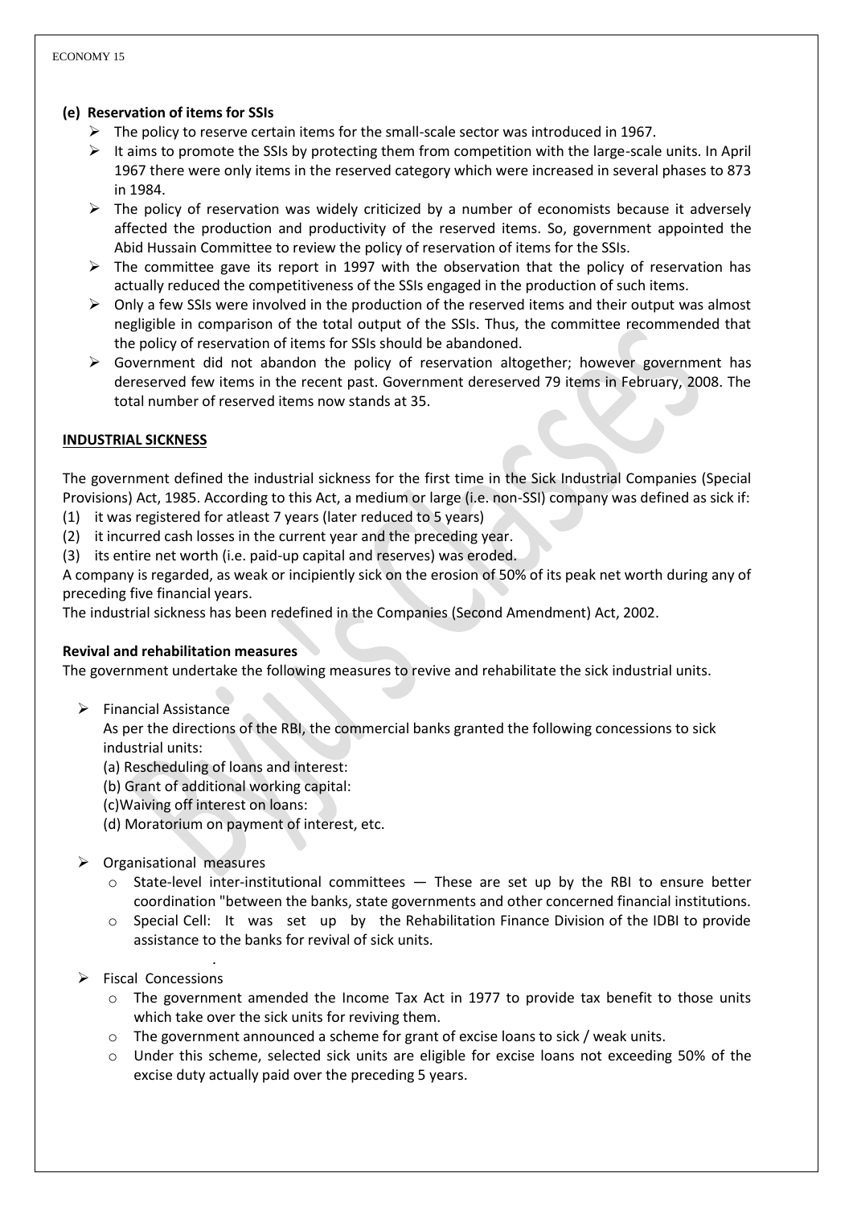### (e) Reservation of items for SSIs

- The policy to reserve certain items for the small-scale sector was introduced in 1967.
- It aims to promote the SSIs by protecting them from competition with the large-scale units. In April 1967 there were only items in the reserved category which were increased in several phases to 873 in 1984.
- The policy of reservation was widely criticized by a number of economists because it adversely affected the production and productivity of the reserved items. So, government appointed the Abid Hussain Committee to review the policy of reservation of items for the SSIs.
- The committee gave its report in 1997 with the observation that the policy of reservation has actually reduced the competitiveness of the SSIs engaged in the production of such items.
- Only a few SSIs were involved in the production of the reserved items and their output was almost negligible in comparison of the total output of the SSIs. Thus, the committee recommended that the policy of reservation of items for SSIs should be abandoned.
- Government did not abandon the policy of reservation altogether; however government has dereserved few items in the recent past. Government dereserved 79 items in February, 2008. The total number of reserved items now stands at 35.

## INDUSTRIAL SICKNESS

The government defined the industrial sickness for the first time in the Sick Industrial Companies (Special Provisions) Act, 1985. According to this Act, a medium or large (i.e. non-SSI) company was defined as sick if:

(1) it was registered for atleast 7 years (later reduced to 5 years)
(2) it incurred cash losses in the current year and the preceding year.
(3) its entire net worth (i.e. paid-up capital and reserves) was eroded.

A company is regarded, as weak or incipiently sick on the erosion of 50% of its peak net worth during any of preceding five financial years.

The industrial sickness has been redefined in the Companies (Second Amendment) Act, 2002.

### Revival and rehabilitation measures

The government undertake the following measures to revive and rehabilitate the sick industrial units.

- Financial Assistance

  As per the directions of the RBI, the commercial banks granted the following concessions to sick industrial units:

  (a) Rescheduling of loans and interest:
  (b) Grant of additional working capital:
  (c)Waiving off interest on loans:
  (d) Moratorium on payment of interest, etc.

- Organisational measures
  - State-level inter-institutional committees — These are set up by the RBI to ensure better coordination "between the banks, state governments and other concerned financial institutions.
  - Special Cell: It was set up by the Rehabilitation Finance Division of the IDBI to provide assistance to the banks for revival of sick units.

- Fiscal Concessions
  - The government amended the Income Tax Act in 1977 to provide tax benefit to those units which take over the sick units for reviving them.
  - The government announced a scheme for grant of excise loans to sick / weak units.
  - Under this scheme, selected sick units are eligible for excise loans not exceeding 50% of the excise duty actually paid over the preceding 5 years.